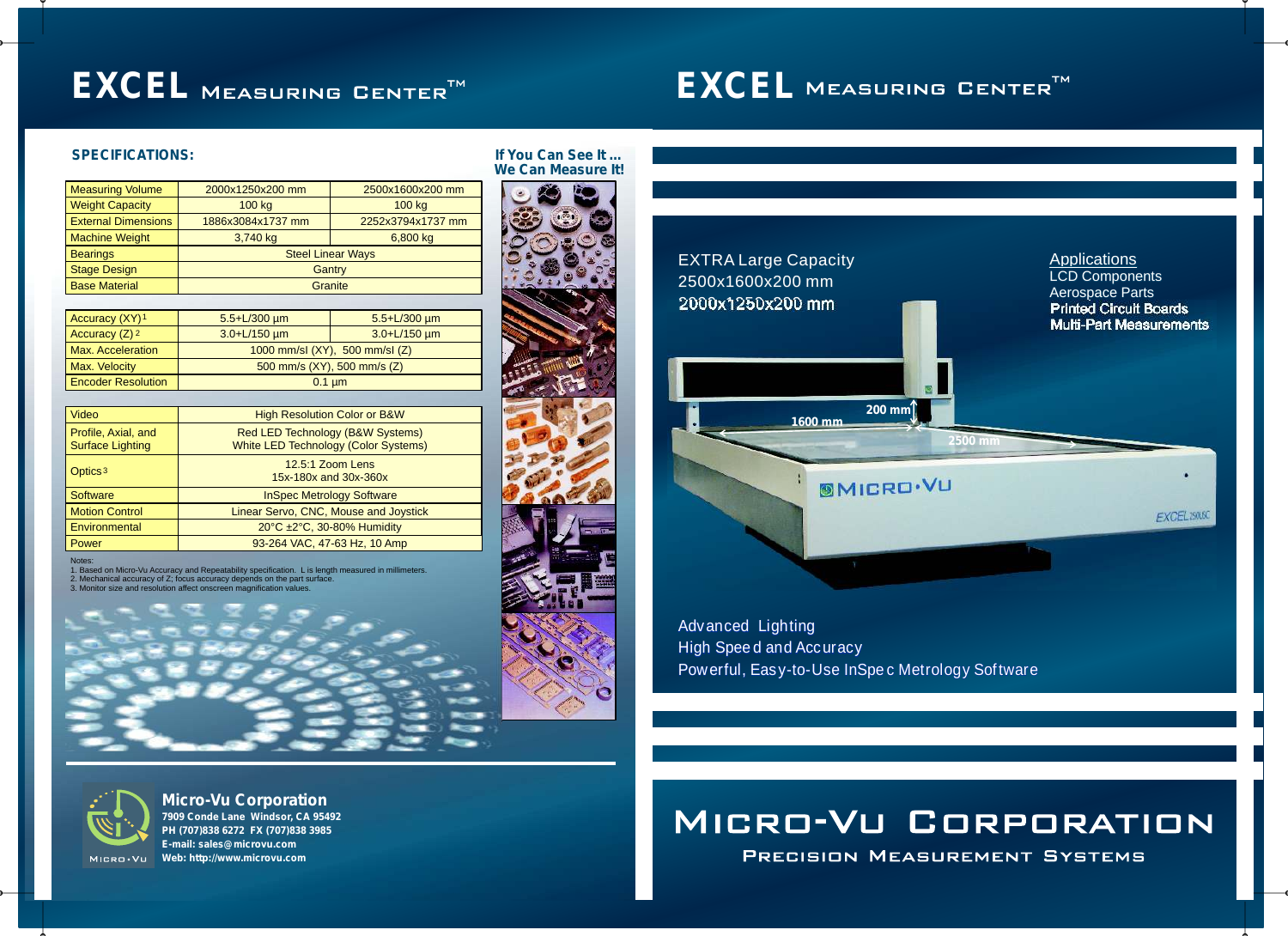# EXCEL MEASURING CENTER™

## SPECIFICATIONS:

| Measuring Volume | 2000x1250x200 mm | 2500x1600x200 mm |
|---|---|---|
| Weight Capacity | 100 kg | 100 kg |
| External Dimensions | 1886x3084x1737 mm | 2252x3794x1737 mm |
| Machine Weight | 3,740 kg | 6,800 kg |
| Bearings | Steel Linear Ways | |
| Stage Design | Gantry | |
| Base Material | Granite | |

| Accuracy (XY)[1] | 5.5+L/300 µm | 5.5+L/300 µm |
|---|---|---|
| Accuracy (Z)[2] | 3.0+L/150 µm | 3.0+L/150 µm |
| Max. Acceleration | 1000 mm/sl (XY), 500 mm/sl (Z) | |
| Max. Velocity | 500 mm/s (XY), 500 mm/s (Z) | |
| Encoder Resolution | 0.1 µm | |

| Video | High Resolution Color or B&W |
|---|---|
| Profile, Axial, and Surface Lighting | Red LED Technology (B&W Systems) White LED Technology (Color Systems) |
| Optics[3] | 12.5:1 Zoom Lens 15x-180x and 30x-360x |
| Software | InSpec Metrology Software |
| Motion Control | Linear Servo, CNC, Mouse and Joystick |
| Environmental | 20°C ±2°C, 30-80% Humidity |
| Power | 93-264 VAC, 47-63 Hz, 10 Amp |

Notes:
1. Based on Micro-Vu Accuracy and Repeatability specification. L is length measured in millimeters.
2. Mechanical accuracy of Z; focus accuracy depends on the part surface.
3. Monitor size and resolution affect onscreen magnification values.

**If You Can See It ... We Can Measure It!**

**Micro-Vu Corporation**
**7909 Conde Lane Windsor, CA 95492**
**PH (707)838 6272 FX (707)838 3985**
**E-mail: sales@microvu.com**
**Web: http://www.microvu.com**

# EXCEL MEASURING CENTER™

EXTRA Large Capacity
2500x1600x200 mm
2000x1250x200 mm

Applications
LCD Components
Aerospace Parts
Printed Circuit Boards
Multi-Part Measurements

200 mm
1600 mm
2500 mm

MICRO-VU

EXCEL 250USC

Advanced Lighting
High Speed and Accuracy
Powerful, Easy-to-Use InSpec Metrology Software

## MICRO-VU CORPORATION

PRECISION MEASUREMENT SYSTEMS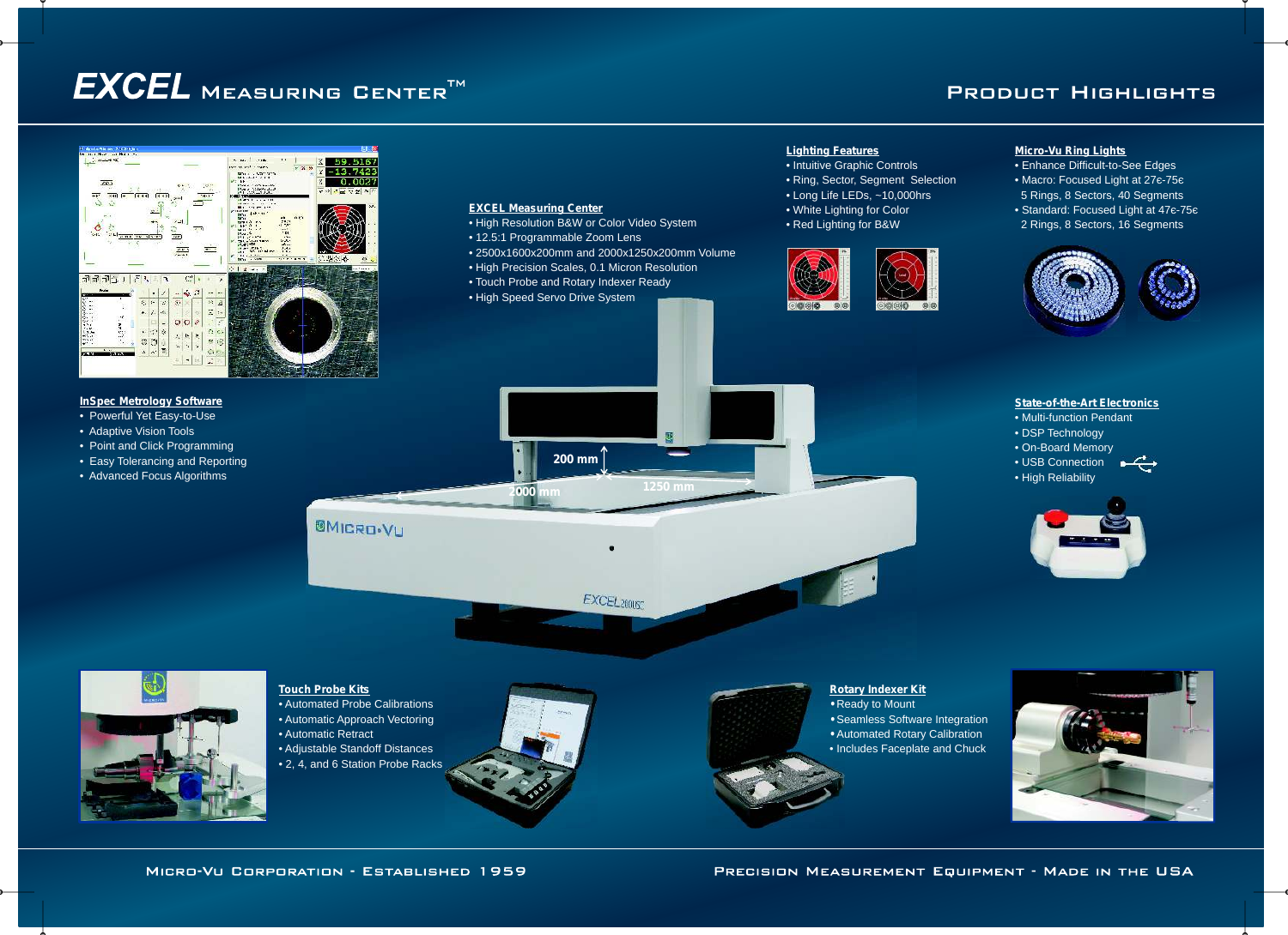# EXCEL Measuring Center™

## Product Highlights

### InSpec Metrology Software

- Powerful Yet Easy-to-Use
- Adaptive Vision Tools
- Point and Click Programming
- Easy Tolerancing and Reporting
- Advanced Focus Algorithms

### EXCEL Measuring Center

- High Resolution B&W or Color Video System
- 12.5:1 Programmable Zoom Lens
- 2500x1600x200mm and 2000x1250x200mm Volume
- High Precision Scales, 0.1 Micron Resolution
- Touch Probe and Rotary Indexer Ready
- High Speed Servo Drive System

200 mm

2000 mm

1250 mm

MICRO-VU

EXCEL 2000SC

### Lighting Features

- Intuitive Graphic Controls
- Ring, Sector, Segment Selection
- Long Life LEDs, ~10,000hrs
- White Lighting for Color
- Red Lighting for B&W

### Micro-Vu Ring Lights

- Enhance Difficult-to-See Edges
- Macro: Focused Light at 27є-75є
  5 Rings, 8 Sectors, 40 Segments
- Standard: Focused Light at 47є-75є
  2 Rings, 8 Sectors, 16 Segments

### State-of-the-Art Electronics

- Multi-function Pendant
- DSP Technology
- On-Board Memory
- USB Connection
- High Reliability

### Touch Probe Kits

- Automated Probe Calibrations
- Automatic Approach Vectoring
- Automatic Retract
- Adjustable Standoff Distances
- 2, 4, and 6 Station Probe Racks

### Rotary Indexer Kit

- Ready to Mount
- Seamless Software Integration
- Automated Rotary Calibration
- Includes Faceplate and Chuck

Micro-Vu Corporation - Established 1959

Precision Measurement Equipment - Made in the USA